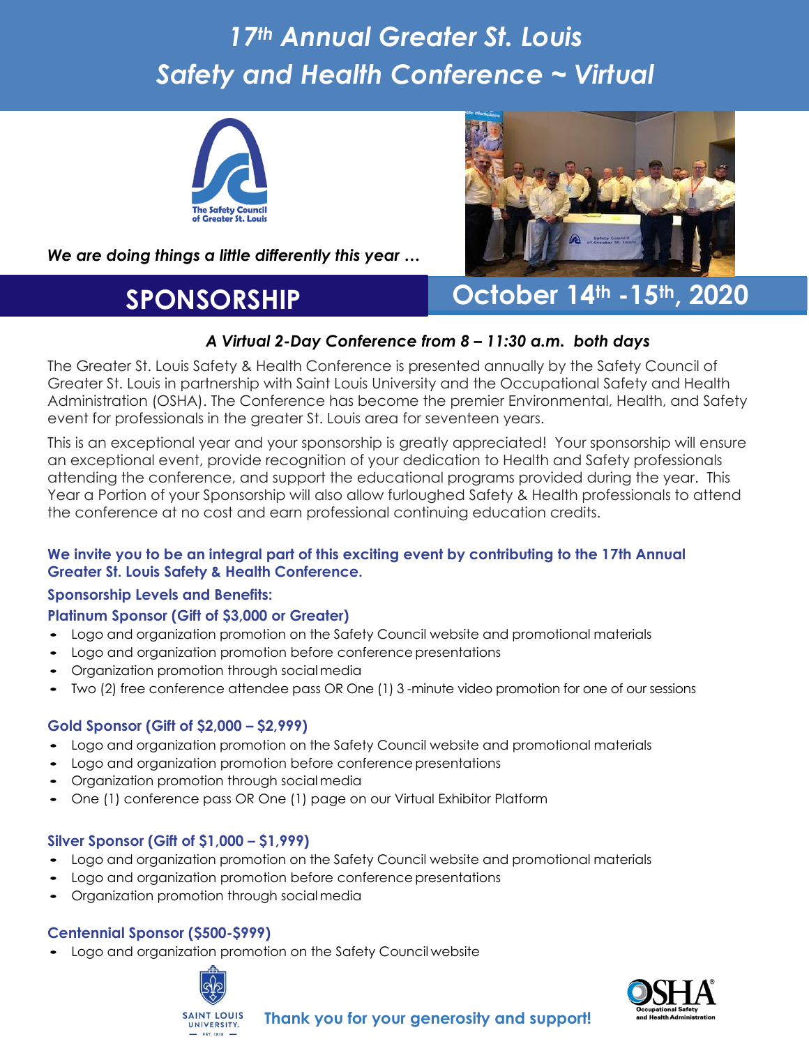# 17th Annual Greater St. Louis Safety and Health Conference ~ Virtual

The Safety Council of Greater St. Louis

*We are doing things a little differently this year …*

## SPONSORSHIP

## October 14th -15th, 2020

***A Virtual 2-Day Conference from 8 – 11:30 a.m. both days***

The Greater St. Louis Safety & Health Conference is presented annually by the Safety Council of Greater St. Louis in partnership with Saint Louis University and the Occupational Safety and Health Administration (OSHA). The Conference has become the premier Environmental, Health, and Safety event for professionals in the greater St. Louis area for seventeen years.

This is an exceptional year and your sponsorship is greatly appreciated! Your sponsorship will ensure an exceptional event, provide recognition of your dedication to Health and Safety professionals attending the conference, and support the educational programs provided during the year. This Year a Portion of your Sponsorship will also allow furloughed Safety & Health professionals to attend the conference at no cost and earn professional continuing education credits.

**We invite you to be an integral part of this exciting event by contributing to the 17th Annual Greater St. Louis Safety & Health Conference.**

### Sponsorship Levels and Benefits:

### Platinum Sponsor (Gift of $3,000 or Greater)

- Logo and organization promotion on the Safety Council website and promotional materials
- Logo and organization promotion before conference presentations
- Organization promotion through social media
- Two (2) free conference attendee pass OR One (1) 3 -minute video promotion for one of our sessions

### Gold Sponsor (Gift of $2,000 – $2,999)

- Logo and organization promotion on the Safety Council website and promotional materials
- Logo and organization promotion before conference presentations
- Organization promotion through social media
- One (1) conference pass OR One (1) page on our Virtual Exhibitor Platform

### Silver Sponsor (Gift of $1,000 – $1,999)

- Logo and organization promotion on the Safety Council website and promotional materials
- Logo and organization promotion before conference presentations
- Organization promotion through social media

### Centennial Sponsor ($500-$999)

- Logo and organization promotion on the Safety Council website

Saint Louis University EST. 1818

**Thank you for your generosity and support!**

OSHA Occupational Safety and Health Administration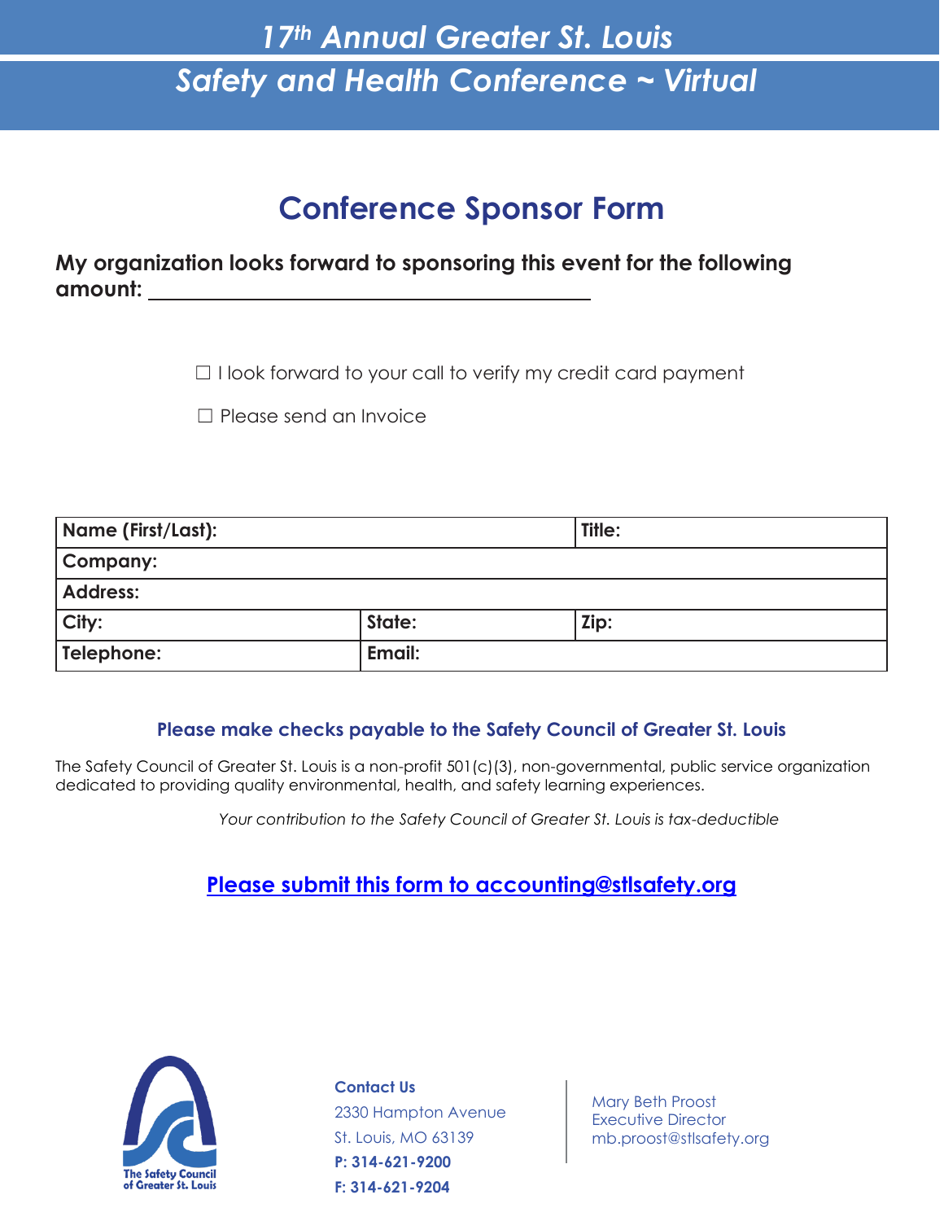# 17th Annual Greater St. Louis

# Safety and Health Conference ~ Virtual

## Conference Sponsor Form

**My organization looks forward to sponsoring this event for the following amount:** ______________________________

☐ I look forward to your call to verify my credit card payment

☐ Please send an Invoice

| | | |
|---|---|---|
| **Name (First/Last):** | | **Title:** |
| **Company:** | | |
| **Address:** | | |
| **City:** | **State:** | **Zip:** |
| **Telephone:** | **Email:** | |

**Please make checks payable to the Safety Council of Greater St. Louis**

The Safety Council of Greater St. Louis is a non-profit 501(c)(3), non-governmental, public service organization dedicated to providing quality environmental, health, and safety learning experiences.

*Your contribution to the Safety Council of Greater St. Louis is tax-deductible*

**Please submit this form to accounting@stlsafety.org**

The Safety Council of Greater St. Louis

**Contact Us**
2330 Hampton Avenue
St. Louis, MO 63139
**P: 314-621-9200**
**F: 314-621-9204**

Mary Beth Proost
Executive Director
mb.proost@stlsafety.org